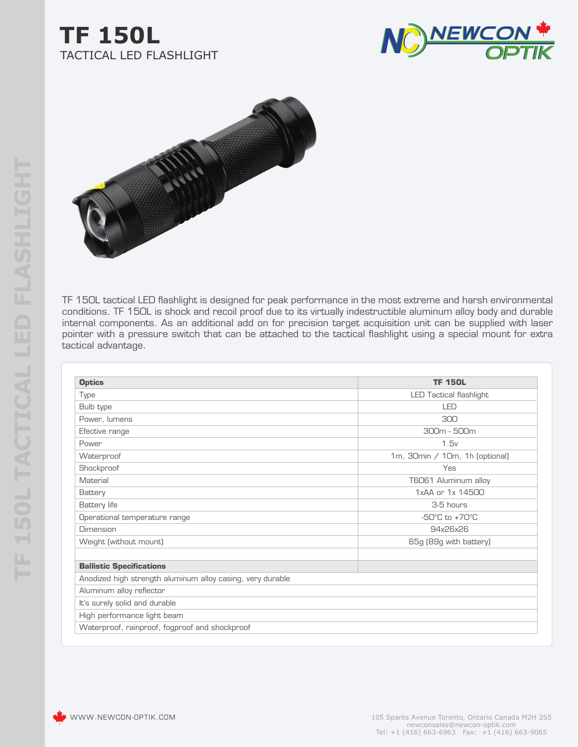# TF 150L

TACTICAL LED FLASHLIGHT

NEWCON OPTIK

TF 150L tactical LED flashlight is designed for peak performance in the most extreme and harsh environmental conditions. TF 150L is shock and recoil proof due to its virtually indestructible aluminum alloy body and durable internal components. As an additional add on for precision target acquisition unit can be supplied with laser pointer with a pressure switch that can be attached to the tactical flashlight using a special mount for extra tactical advantage.

| **Optics** | **TF 150L** |
|---|---|
| Type | LED Tactical flashlight |
| Bulb type | LED |
| Power, lumens | 300 |
| Efective range | 300m - 500m |
| Power | 1.5v |
| Waterproof | 1m, 30min / 10m, 1h (optional) |
| Shockproof | Yes |
| Material | T6061 Aluminum alloy |
| Battery | 1xAA or 1x 14500 |
| Battery life | 3-5 hours |
| Operational temperature range | -50°C to +70°C |
| Dimension | 94x26x26 |
| Weight (without mount) | 65g (89g with battery) |
| | |
| **Ballistic Specifications** | |
| Anodized high strength aluminum alloy casing, very durable | |
| Aluminum alloy reflector | |
| It's surely solid and durable | |
| High performance light beam | |
| Waterproof, rainproof, fogproof and shockproof | |

WWW.NEWCON-OPTIK.COM

105 Sparks Avenue Toronto, Ontario Canada M2H 2S5
newconsales@newcon-optik.com
Tel: +1 (416) 663-6963 Fax: +1 (416) 663-9065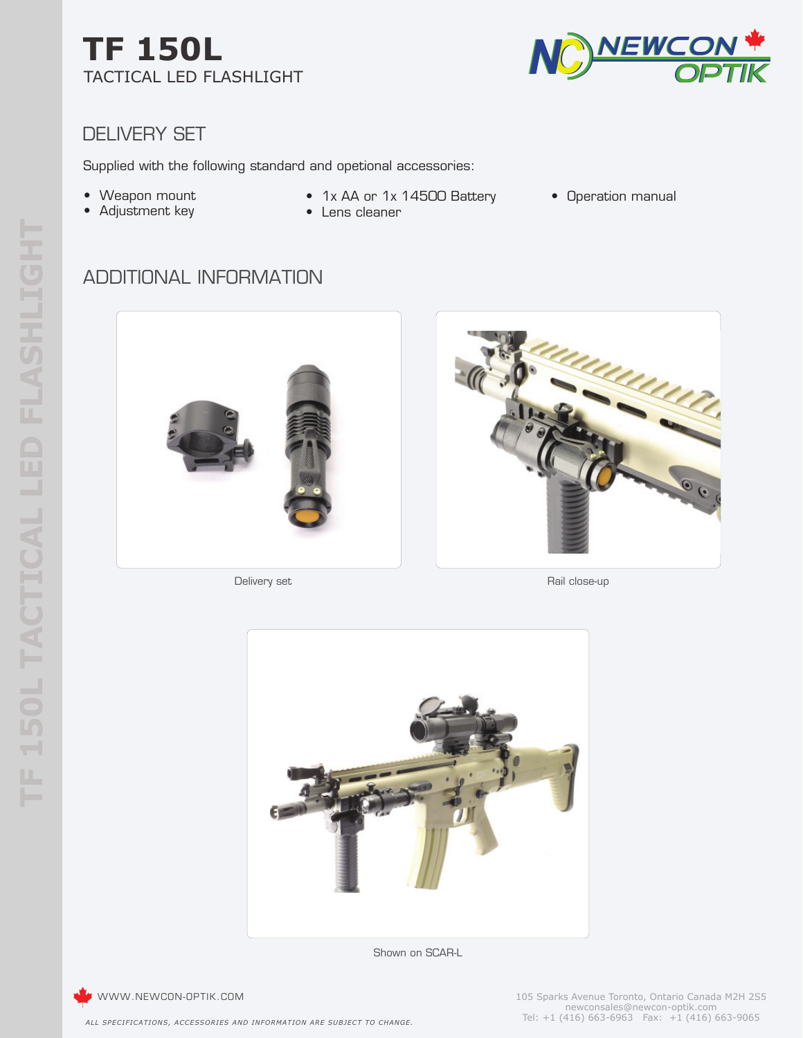# TF 150L

TACTICAL LED FLASHLIGHT

## DELIVERY SET

Supplied with the following standard and opetional accessories:

- Weapon mount
- Adjustment key
- 1x AA or 1x 14500 Battery
- Lens cleaner
- Operation manual

## ADDITIONAL INFORMATION

Delivery set

Rail close-up

Shown on SCAR-L

WWW.NEWCON-OPTIK.COM

105 Sparks Avenue Toronto, Ontario Canada M2H 2S5
newconsales@newcon-optik.com
Tel: +1 (416) 663-6963 Fax: +1 (416) 663-9065

*ALL SPECIFICATIONS, ACCESSORIES AND INFORMATION ARE SUBJECT TO CHANGE.*